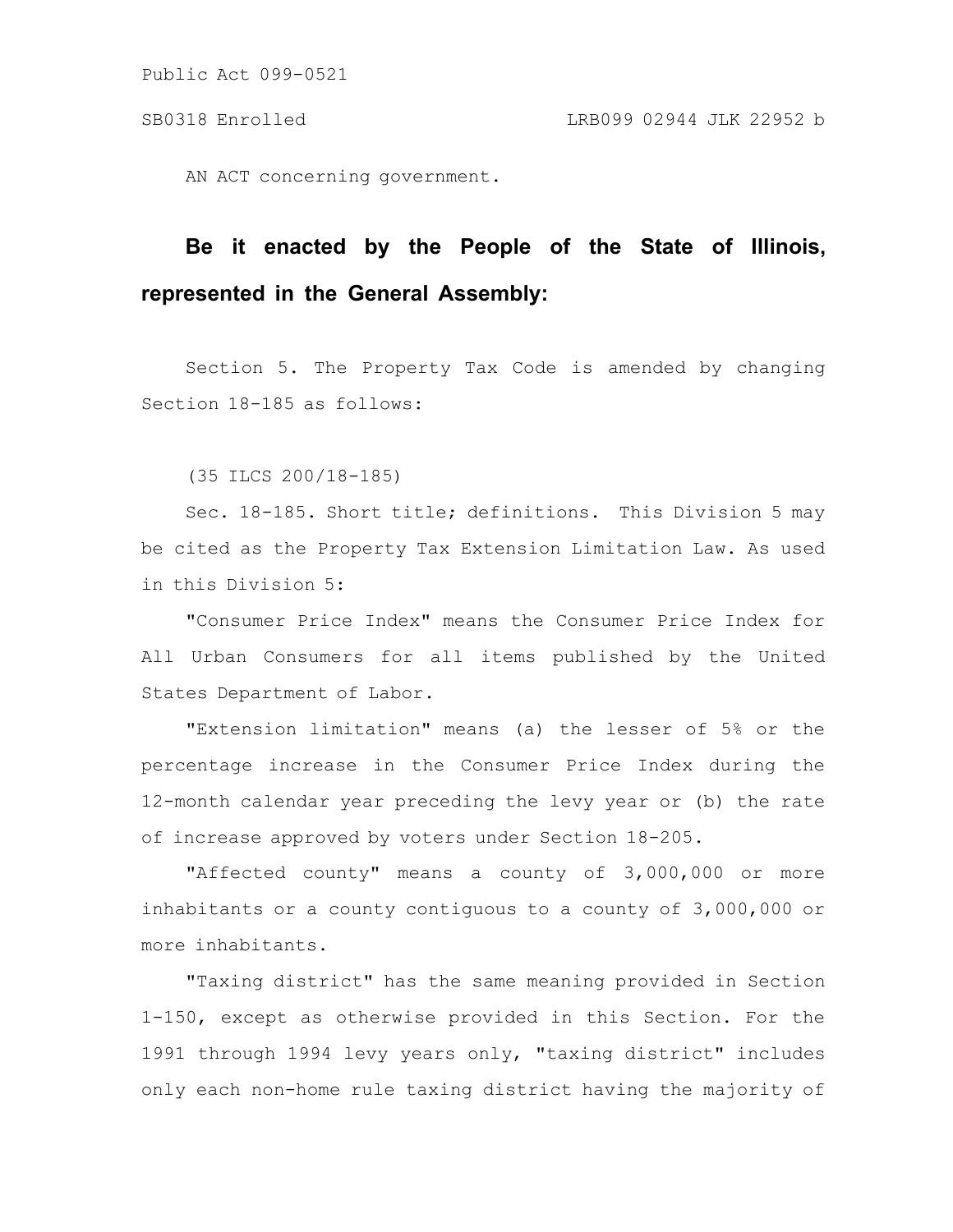Public Act 099-0521

SB0318 Enrolled LRB099 02944 JLK 22952 b

AN ACT concerning government.

**Be it enacted by the People of the State of Illinois, represented in the General Assembly:**

Section 5. The Property Tax Code is amended by changing Section 18-185 as follows:

(35 ILCS 200/18-185)

Sec. 18-185. Short title; definitions. This Division 5 may be cited as the Property Tax Extension Limitation Law. As used in this Division 5:

"Consumer Price Index" means the Consumer Price Index for All Urban Consumers for all items published by the United States Department of Labor.

"Extension limitation" means (a) the lesser of 5% or the percentage increase in the Consumer Price Index during the 12-month calendar year preceding the levy year or (b) the rate of increase approved by voters under Section 18-205.

"Affected county" means a county of 3,000,000 or more inhabitants or a county contiguous to a county of 3,000,000 or more inhabitants.

"Taxing district" has the same meaning provided in Section 1-150, except as otherwise provided in this Section. For the 1991 through 1994 levy years only, "taxing district" includes only each non-home rule taxing district having the majority of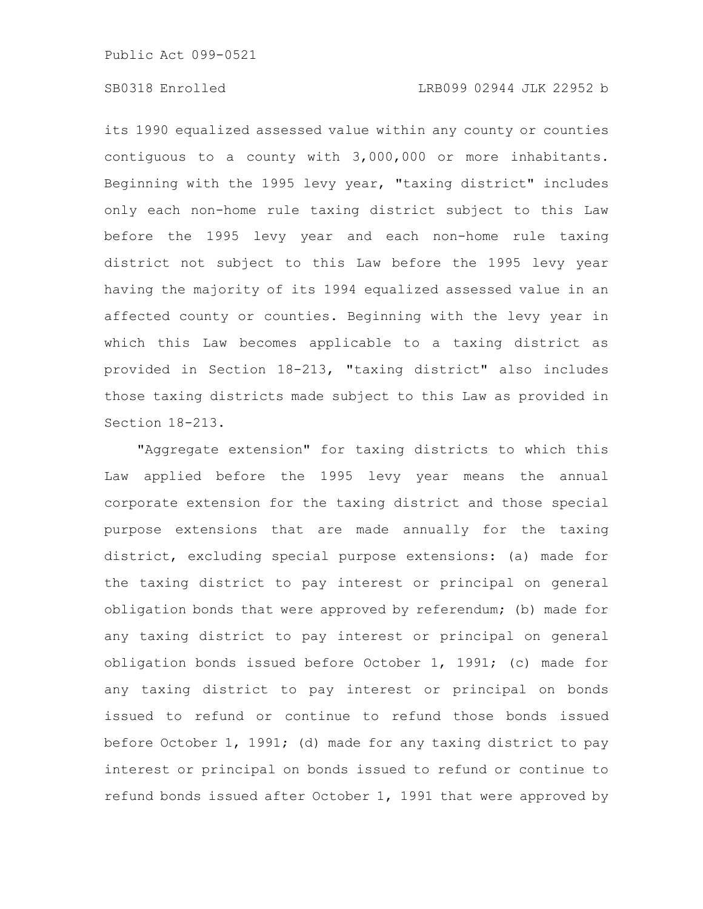its 1990 equalized assessed value within any county or counties contiguous to a county with 3,000,000 or more inhabitants. Beginning with the 1995 levy year, "taxing district" includes only each non-home rule taxing district subject to this Law before the 1995 levy year and each non-home rule taxing district not subject to this Law before the 1995 levy year having the majority of its 1994 equalized assessed value in an affected county or counties. Beginning with the levy year in which this Law becomes applicable to a taxing district as provided in Section 18-213, "taxing district" also includes those taxing districts made subject to this Law as provided in Section 18-213.

"Aggregate extension" for taxing districts to which this Law applied before the 1995 levy year means the annual corporate extension for the taxing district and those special purpose extensions that are made annually for the taxing district, excluding special purpose extensions: (a) made for the taxing district to pay interest or principal on general obligation bonds that were approved by referendum; (b) made for any taxing district to pay interest or principal on general obligation bonds issued before October 1, 1991; (c) made for any taxing district to pay interest or principal on bonds issued to refund or continue to refund those bonds issued before October 1, 1991; (d) made for any taxing district to pay interest or principal on bonds issued to refund or continue to refund bonds issued after October 1, 1991 that were approved by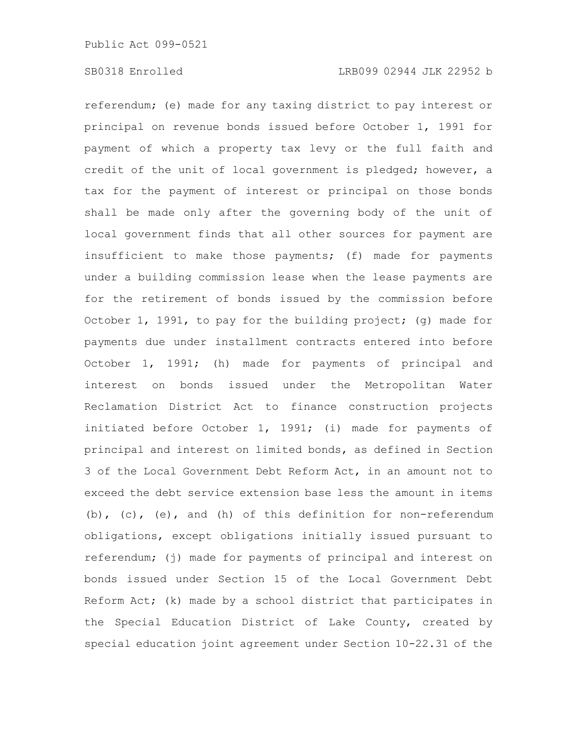referendum; (e) made for any taxing district to pay interest or principal on revenue bonds issued before October 1, 1991 for payment of which a property tax levy or the full faith and credit of the unit of local government is pledged; however, a tax for the payment of interest or principal on those bonds shall be made only after the governing body of the unit of local government finds that all other sources for payment are insufficient to make those payments; (f) made for payments under a building commission lease when the lease payments are for the retirement of bonds issued by the commission before October 1, 1991, to pay for the building project; (g) made for payments due under installment contracts entered into before October 1, 1991; (h) made for payments of principal and interest on bonds issued under the Metropolitan Water Reclamation District Act to finance construction projects initiated before October 1, 1991; (i) made for payments of principal and interest on limited bonds, as defined in Section 3 of the Local Government Debt Reform Act, in an amount not to exceed the debt service extension base less the amount in items (b), (c), (e), and (h) of this definition for non-referendum obligations, except obligations initially issued pursuant to referendum; (j) made for payments of principal and interest on bonds issued under Section 15 of the Local Government Debt Reform Act; (k) made by a school district that participates in the Special Education District of Lake County, created by special education joint agreement under Section 10-22.31 of the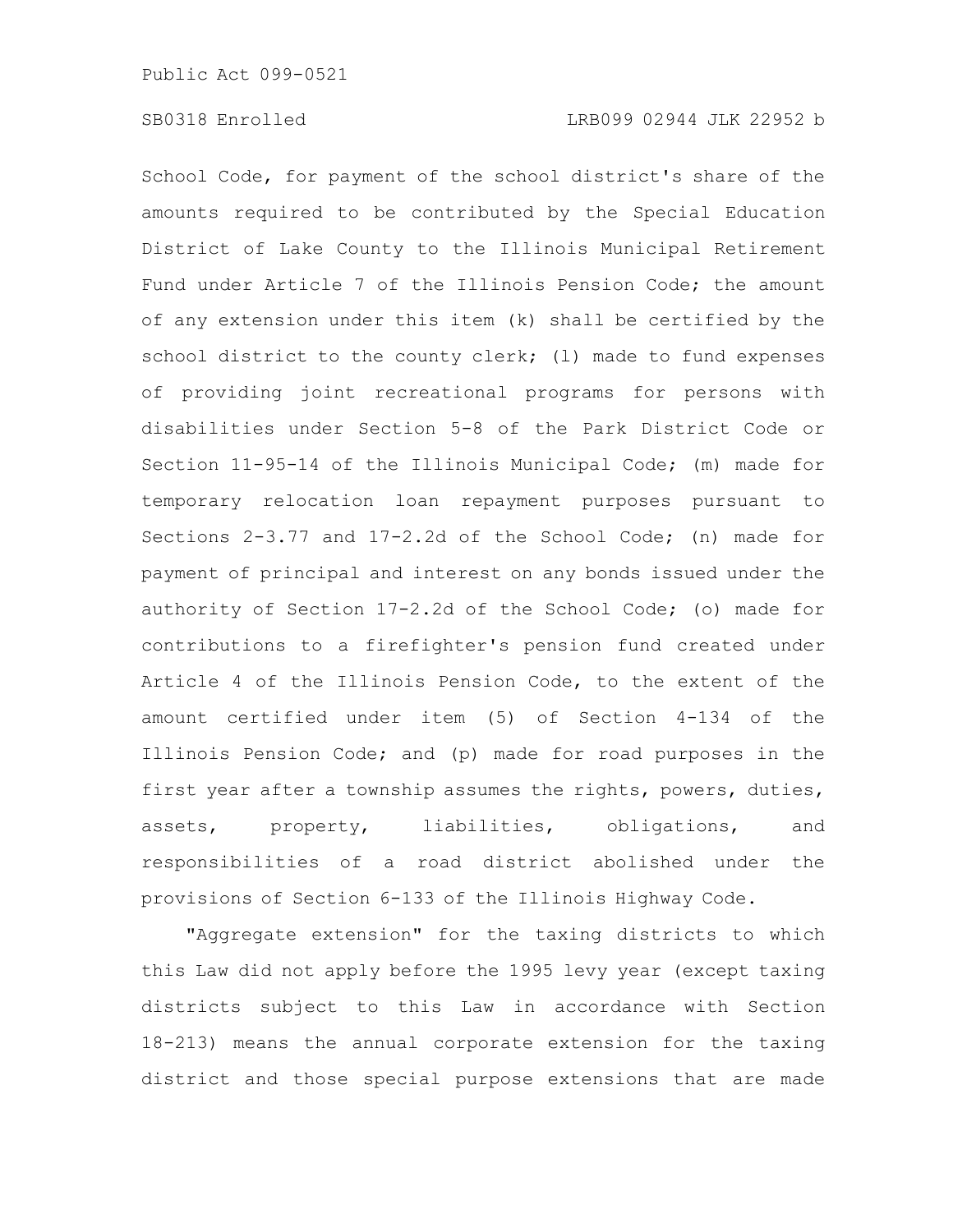School Code, for payment of the school district's share of the amounts required to be contributed by the Special Education District of Lake County to the Illinois Municipal Retirement Fund under Article 7 of the Illinois Pension Code; the amount of any extension under this item (k) shall be certified by the school district to the county clerk; (l) made to fund expenses of providing joint recreational programs for persons with disabilities under Section 5-8 of the Park District Code or Section 11-95-14 of the Illinois Municipal Code; (m) made for temporary relocation loan repayment purposes pursuant to Sections 2-3.77 and 17-2.2d of the School Code; (n) made for payment of principal and interest on any bonds issued under the authority of Section 17-2.2d of the School Code; (o) made for contributions to a firefighter's pension fund created under Article 4 of the Illinois Pension Code, to the extent of the amount certified under item (5) of Section 4-134 of the Illinois Pension Code; and (p) made for road purposes in the first year after a township assumes the rights, powers, duties, assets, property, liabilities, obligations, and responsibilities of a road district abolished under the provisions of Section 6-133 of the Illinois Highway Code.

"Aggregate extension" for the taxing districts to which this Law did not apply before the 1995 levy year (except taxing districts subject to this Law in accordance with Section 18-213) means the annual corporate extension for the taxing district and those special purpose extensions that are made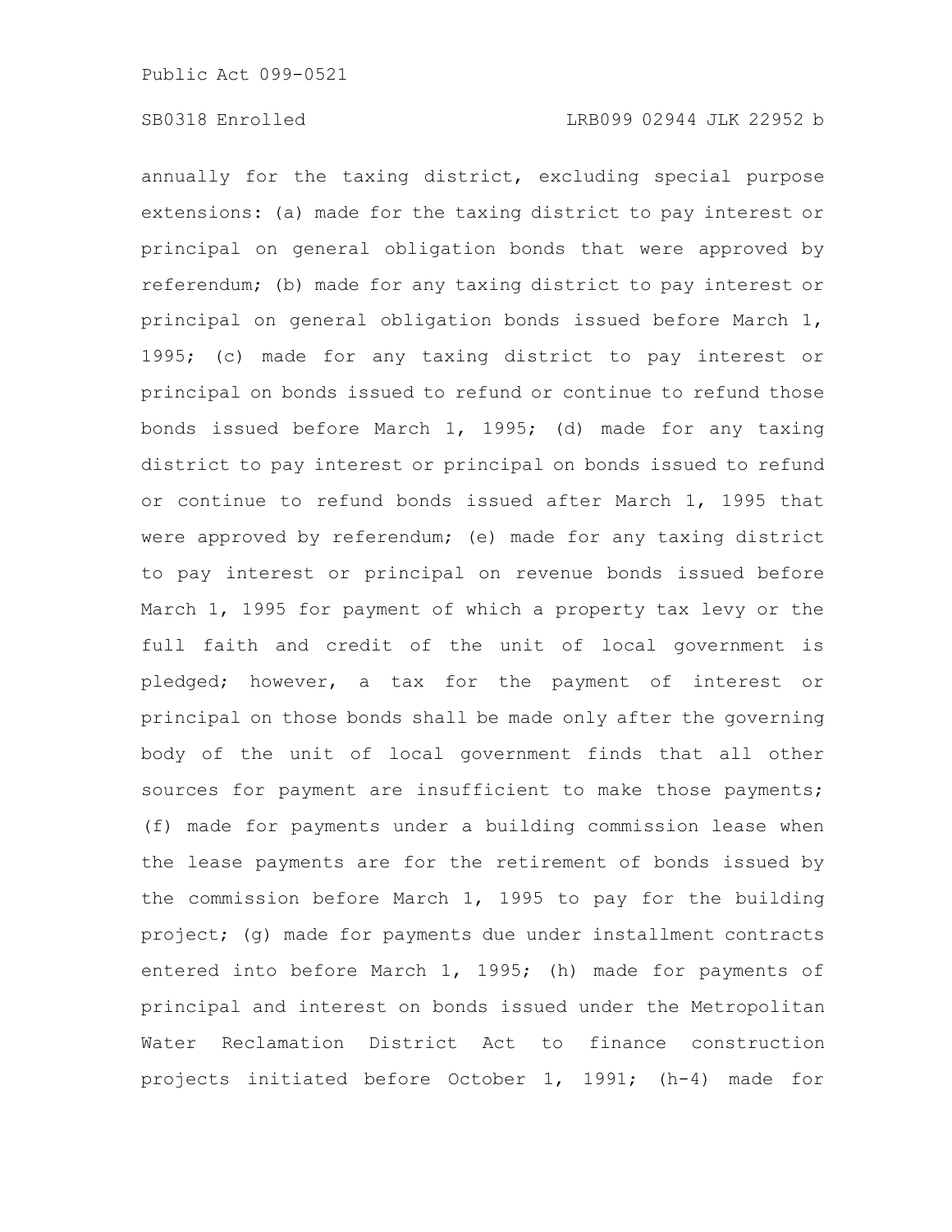annually for the taxing district, excluding special purpose extensions: (a) made for the taxing district to pay interest or principal on general obligation bonds that were approved by referendum; (b) made for any taxing district to pay interest or principal on general obligation bonds issued before March 1, 1995; (c) made for any taxing district to pay interest or principal on bonds issued to refund or continue to refund those bonds issued before March 1, 1995; (d) made for any taxing district to pay interest or principal on bonds issued to refund or continue to refund bonds issued after March 1, 1995 that were approved by referendum; (e) made for any taxing district to pay interest or principal on revenue bonds issued before March 1, 1995 for payment of which a property tax levy or the full faith and credit of the unit of local government is pledged; however, a tax for the payment of interest or principal on those bonds shall be made only after the governing body of the unit of local government finds that all other sources for payment are insufficient to make those payments; (f) made for payments under a building commission lease when the lease payments are for the retirement of bonds issued by the commission before March 1, 1995 to pay for the building project; (g) made for payments due under installment contracts entered into before March 1, 1995; (h) made for payments of principal and interest on bonds issued under the Metropolitan Water Reclamation District Act to finance construction projects initiated before October 1, 1991; (h-4) made for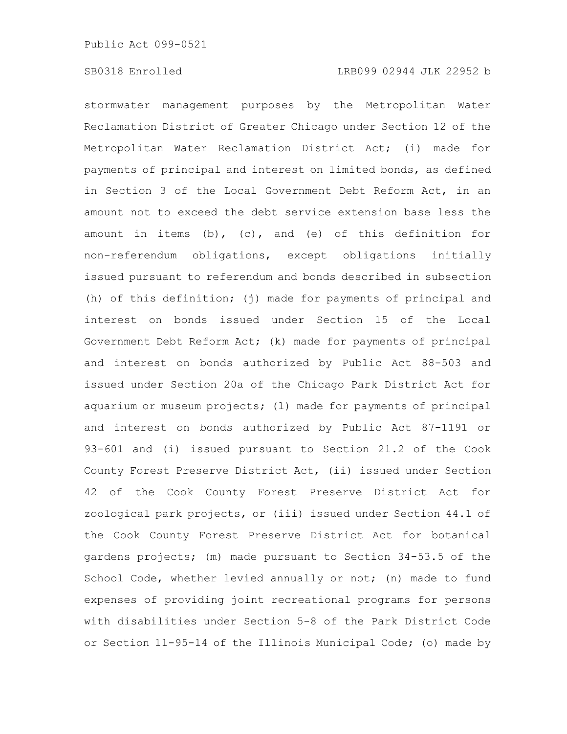stormwater management purposes by the Metropolitan Water Reclamation District of Greater Chicago under Section 12 of the Metropolitan Water Reclamation District Act; (i) made for payments of principal and interest on limited bonds, as defined in Section 3 of the Local Government Debt Reform Act, in an amount not to exceed the debt service extension base less the amount in items (b), (c), and (e) of this definition for non-referendum obligations, except obligations initially issued pursuant to referendum and bonds described in subsection (h) of this definition; (j) made for payments of principal and interest on bonds issued under Section 15 of the Local Government Debt Reform Act; (k) made for payments of principal and interest on bonds authorized by Public Act 88-503 and issued under Section 20a of the Chicago Park District Act for aquarium or museum projects; (l) made for payments of principal and interest on bonds authorized by Public Act 87-1191 or 93-601 and (i) issued pursuant to Section 21.2 of the Cook County Forest Preserve District Act, (ii) issued under Section 42 of the Cook County Forest Preserve District Act for zoological park projects, or (iii) issued under Section 44.1 of the Cook County Forest Preserve District Act for botanical gardens projects; (m) made pursuant to Section 34-53.5 of the School Code, whether levied annually or not; (n) made to fund expenses of providing joint recreational programs for persons with disabilities under Section 5-8 of the Park District Code or Section 11-95-14 of the Illinois Municipal Code; (o) made by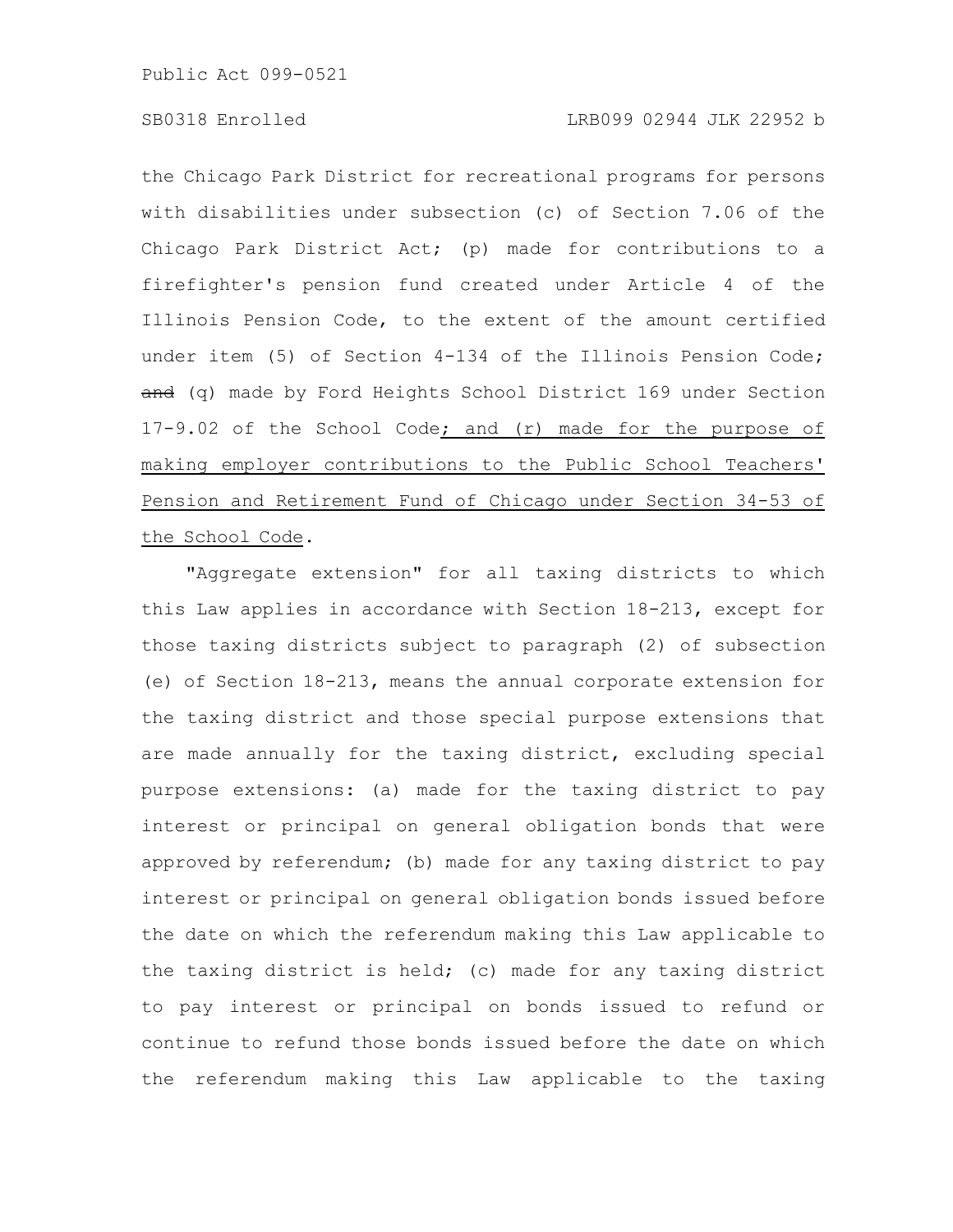the Chicago Park District for recreational programs for persons with disabilities under subsection (c) of Section 7.06 of the Chicago Park District Act; (p) made for contributions to a firefighter's pension fund created under Article 4 of the Illinois Pension Code, to the extent of the amount certified under item (5) of Section 4-134 of the Illinois Pension Code; ~~and~~ (q) made by Ford Heights School District 169 under Section 17-9.02 of the School Code<u>; and (r) made for the purpose of making employer contributions to the Public School Teachers' Pension and Retirement Fund of Chicago under Section 34-53 of the School Code</u>.

"Aggregate extension" for all taxing districts to which this Law applies in accordance with Section 18-213, except for those taxing districts subject to paragraph (2) of subsection (e) of Section 18-213, means the annual corporate extension for the taxing district and those special purpose extensions that are made annually for the taxing district, excluding special purpose extensions: (a) made for the taxing district to pay interest or principal on general obligation bonds that were approved by referendum; (b) made for any taxing district to pay interest or principal on general obligation bonds issued before the date on which the referendum making this Law applicable to the taxing district is held; (c) made for any taxing district to pay interest or principal on bonds issued to refund or continue to refund those bonds issued before the date on which the referendum making this Law applicable to the taxing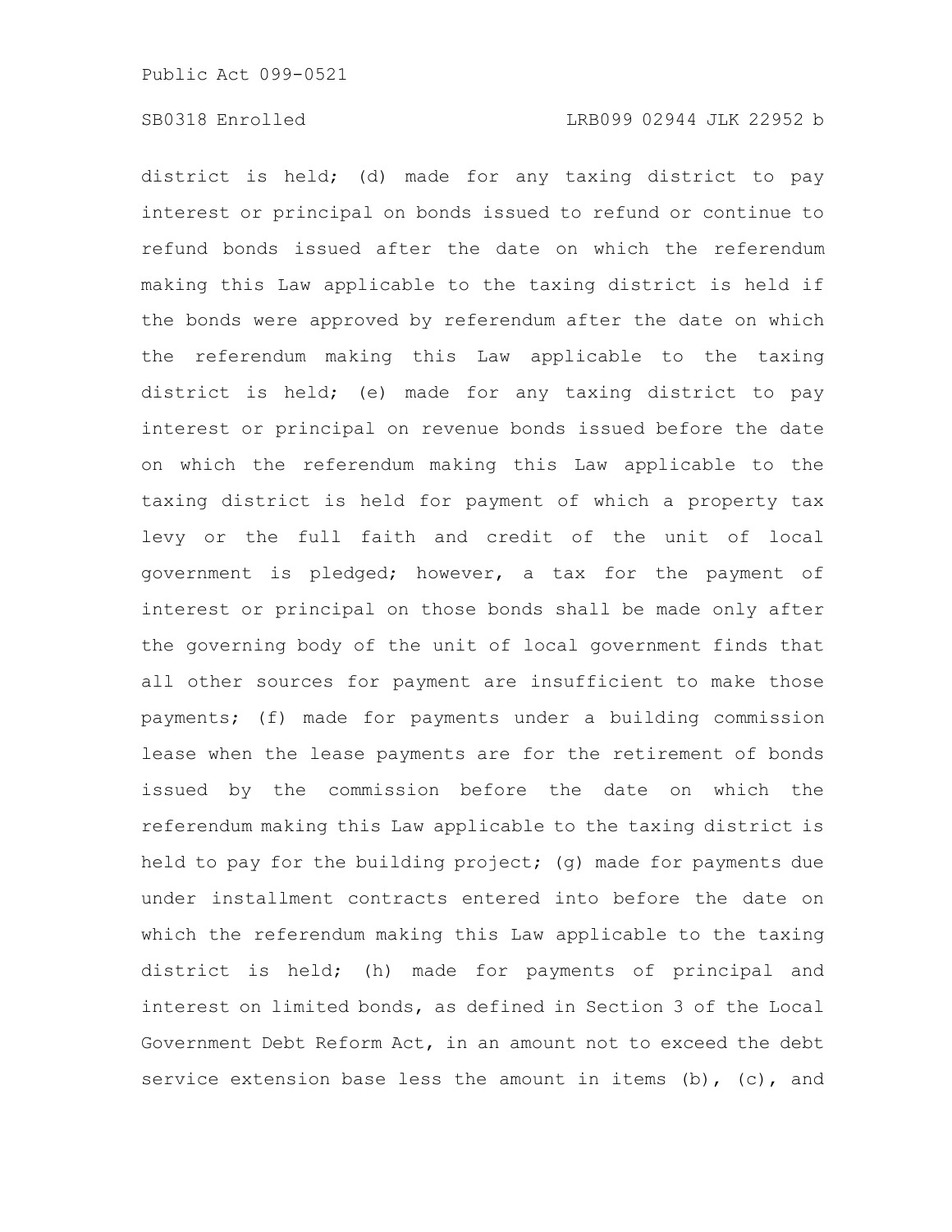district is held; (d) made for any taxing district to pay interest or principal on bonds issued to refund or continue to refund bonds issued after the date on which the referendum making this Law applicable to the taxing district is held if the bonds were approved by referendum after the date on which the referendum making this Law applicable to the taxing district is held; (e) made for any taxing district to pay interest or principal on revenue bonds issued before the date on which the referendum making this Law applicable to the taxing district is held for payment of which a property tax levy or the full faith and credit of the unit of local government is pledged; however, a tax for the payment of interest or principal on those bonds shall be made only after the governing body of the unit of local government finds that all other sources for payment are insufficient to make those payments; (f) made for payments under a building commission lease when the lease payments are for the retirement of bonds issued by the commission before the date on which the referendum making this Law applicable to the taxing district is held to pay for the building project; (g) made for payments due under installment contracts entered into before the date on which the referendum making this Law applicable to the taxing district is held; (h) made for payments of principal and interest on limited bonds, as defined in Section 3 of the Local Government Debt Reform Act, in an amount not to exceed the debt service extension base less the amount in items (b), (c), and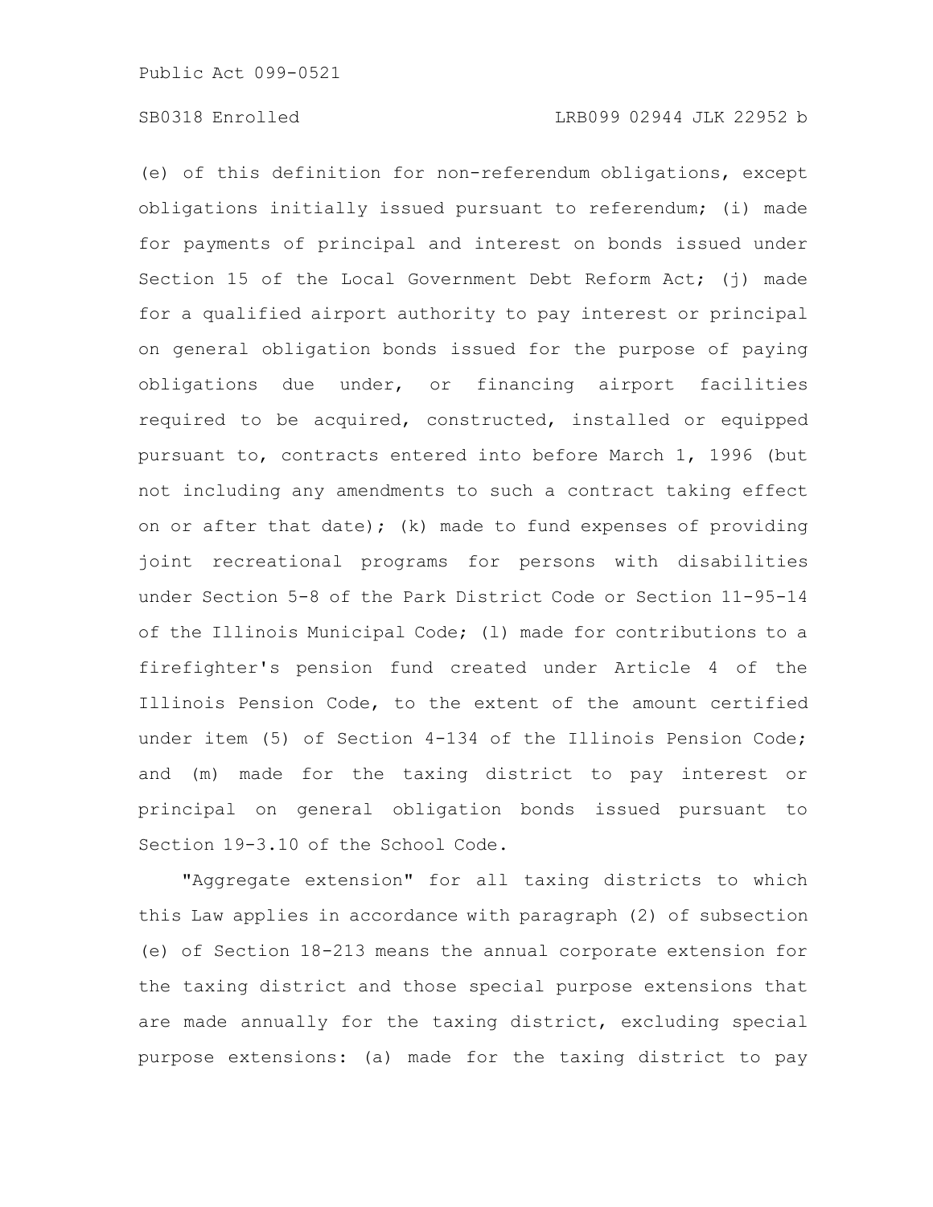(e) of this definition for non-referendum obligations, except obligations initially issued pursuant to referendum; (i) made for payments of principal and interest on bonds issued under Section 15 of the Local Government Debt Reform Act; (j) made for a qualified airport authority to pay interest or principal on general obligation bonds issued for the purpose of paying obligations due under, or financing airport facilities required to be acquired, constructed, installed or equipped pursuant to, contracts entered into before March 1, 1996 (but not including any amendments to such a contract taking effect on or after that date); (k) made to fund expenses of providing joint recreational programs for persons with disabilities under Section 5-8 of the Park District Code or Section 11-95-14 of the Illinois Municipal Code; (l) made for contributions to a firefighter's pension fund created under Article 4 of the Illinois Pension Code, to the extent of the amount certified under item (5) of Section 4-134 of the Illinois Pension Code; and (m) made for the taxing district to pay interest or principal on general obligation bonds issued pursuant to Section 19-3.10 of the School Code.

"Aggregate extension" for all taxing districts to which this Law applies in accordance with paragraph (2) of subsection (e) of Section 18-213 means the annual corporate extension for the taxing district and those special purpose extensions that are made annually for the taxing district, excluding special purpose extensions: (a) made for the taxing district to pay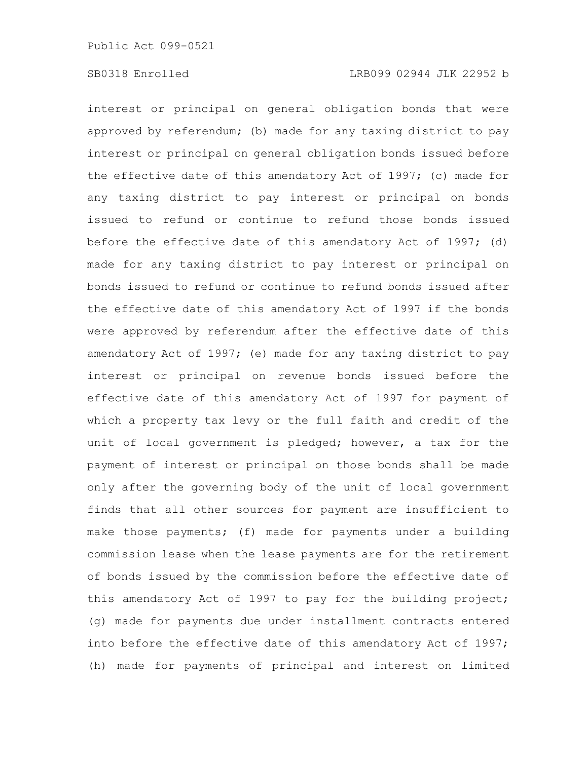interest or principal on general obligation bonds that were approved by referendum; (b) made for any taxing district to pay interest or principal on general obligation bonds issued before the effective date of this amendatory Act of 1997; (c) made for any taxing district to pay interest or principal on bonds issued to refund or continue to refund those bonds issued before the effective date of this amendatory Act of 1997; (d) made for any taxing district to pay interest or principal on bonds issued to refund or continue to refund bonds issued after the effective date of this amendatory Act of 1997 if the bonds were approved by referendum after the effective date of this amendatory Act of 1997; (e) made for any taxing district to pay interest or principal on revenue bonds issued before the effective date of this amendatory Act of 1997 for payment of which a property tax levy or the full faith and credit of the unit of local government is pledged; however, a tax for the payment of interest or principal on those bonds shall be made only after the governing body of the unit of local government finds that all other sources for payment are insufficient to make those payments; (f) made for payments under a building commission lease when the lease payments are for the retirement of bonds issued by the commission before the effective date of this amendatory Act of 1997 to pay for the building project; (g) made for payments due under installment contracts entered into before the effective date of this amendatory Act of 1997; (h) made for payments of principal and interest on limited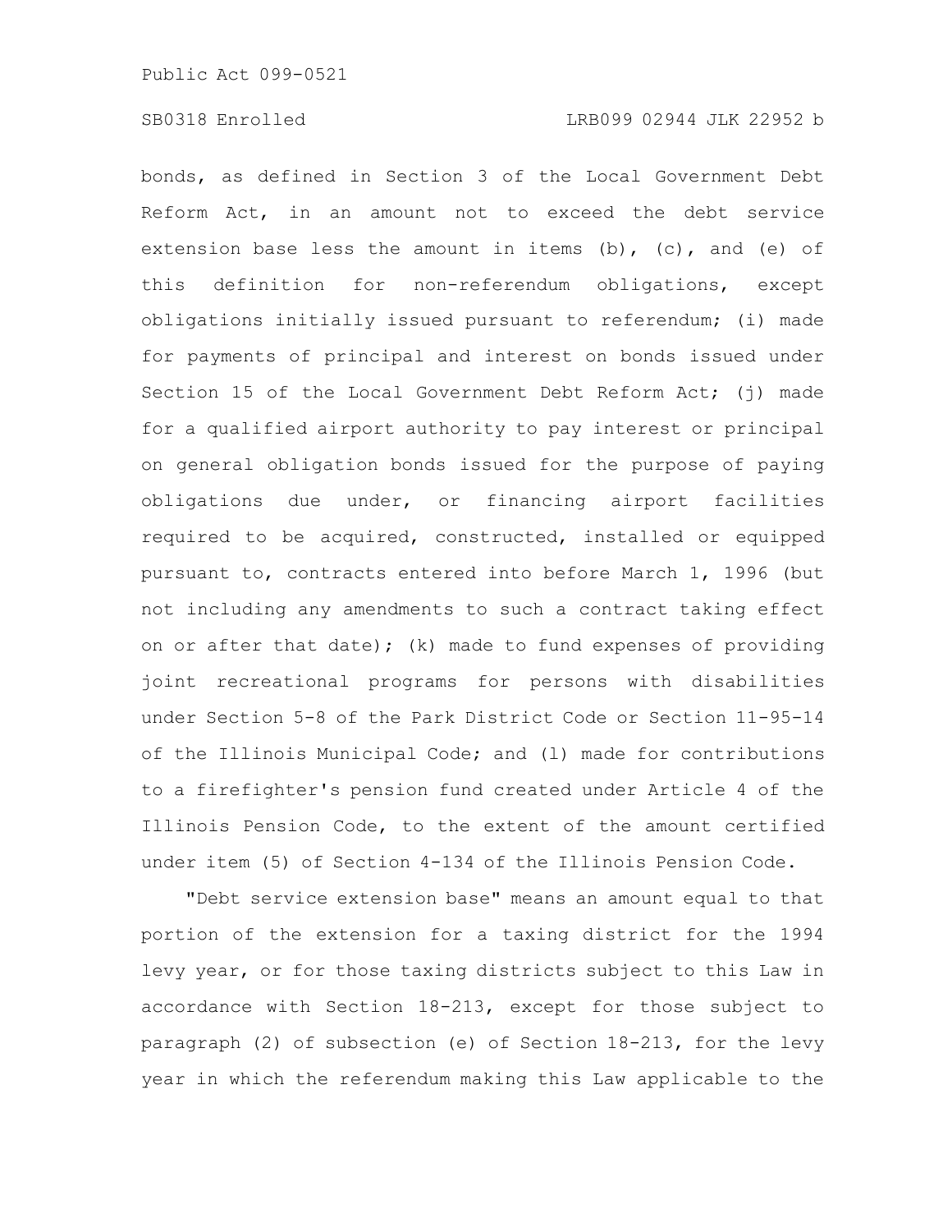bonds, as defined in Section 3 of the Local Government Debt Reform Act, in an amount not to exceed the debt service extension base less the amount in items (b), (c), and (e) of this definition for non-referendum obligations, except obligations initially issued pursuant to referendum; (i) made for payments of principal and interest on bonds issued under Section 15 of the Local Government Debt Reform Act; (j) made for a qualified airport authority to pay interest or principal on general obligation bonds issued for the purpose of paying obligations due under, or financing airport facilities required to be acquired, constructed, installed or equipped pursuant to, contracts entered into before March 1, 1996 (but not including any amendments to such a contract taking effect on or after that date); (k) made to fund expenses of providing joint recreational programs for persons with disabilities under Section 5-8 of the Park District Code or Section 11-95-14 of the Illinois Municipal Code; and (l) made for contributions to a firefighter's pension fund created under Article 4 of the Illinois Pension Code, to the extent of the amount certified under item (5) of Section 4-134 of the Illinois Pension Code.

"Debt service extension base" means an amount equal to that portion of the extension for a taxing district for the 1994 levy year, or for those taxing districts subject to this Law in accordance with Section 18-213, except for those subject to paragraph (2) of subsection (e) of Section 18-213, for the levy year in which the referendum making this Law applicable to the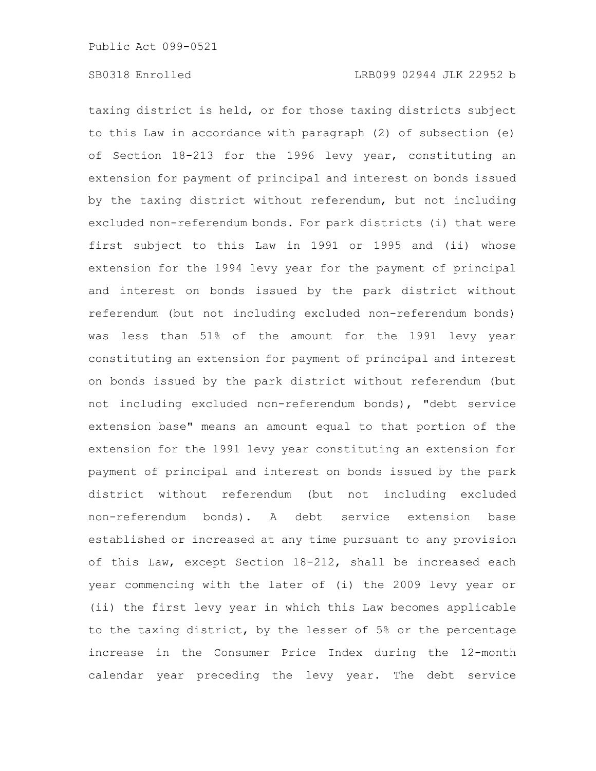taxing district is held, or for those taxing districts subject to this Law in accordance with paragraph (2) of subsection (e) of Section 18-213 for the 1996 levy year, constituting an extension for payment of principal and interest on bonds issued by the taxing district without referendum, but not including excluded non-referendum bonds. For park districts (i) that were first subject to this Law in 1991 or 1995 and (ii) whose extension for the 1994 levy year for the payment of principal and interest on bonds issued by the park district without referendum (but not including excluded non-referendum bonds) was less than 51% of the amount for the 1991 levy year constituting an extension for payment of principal and interest on bonds issued by the park district without referendum (but not including excluded non-referendum bonds), "debt service extension base" means an amount equal to that portion of the extension for the 1991 levy year constituting an extension for payment of principal and interest on bonds issued by the park district without referendum (but not including excluded non-referendum bonds). A debt service extension base established or increased at any time pursuant to any provision of this Law, except Section 18-212, shall be increased each year commencing with the later of (i) the 2009 levy year or (ii) the first levy year in which this Law becomes applicable to the taxing district, by the lesser of 5% or the percentage increase in the Consumer Price Index during the 12-month calendar year preceding the levy year. The debt service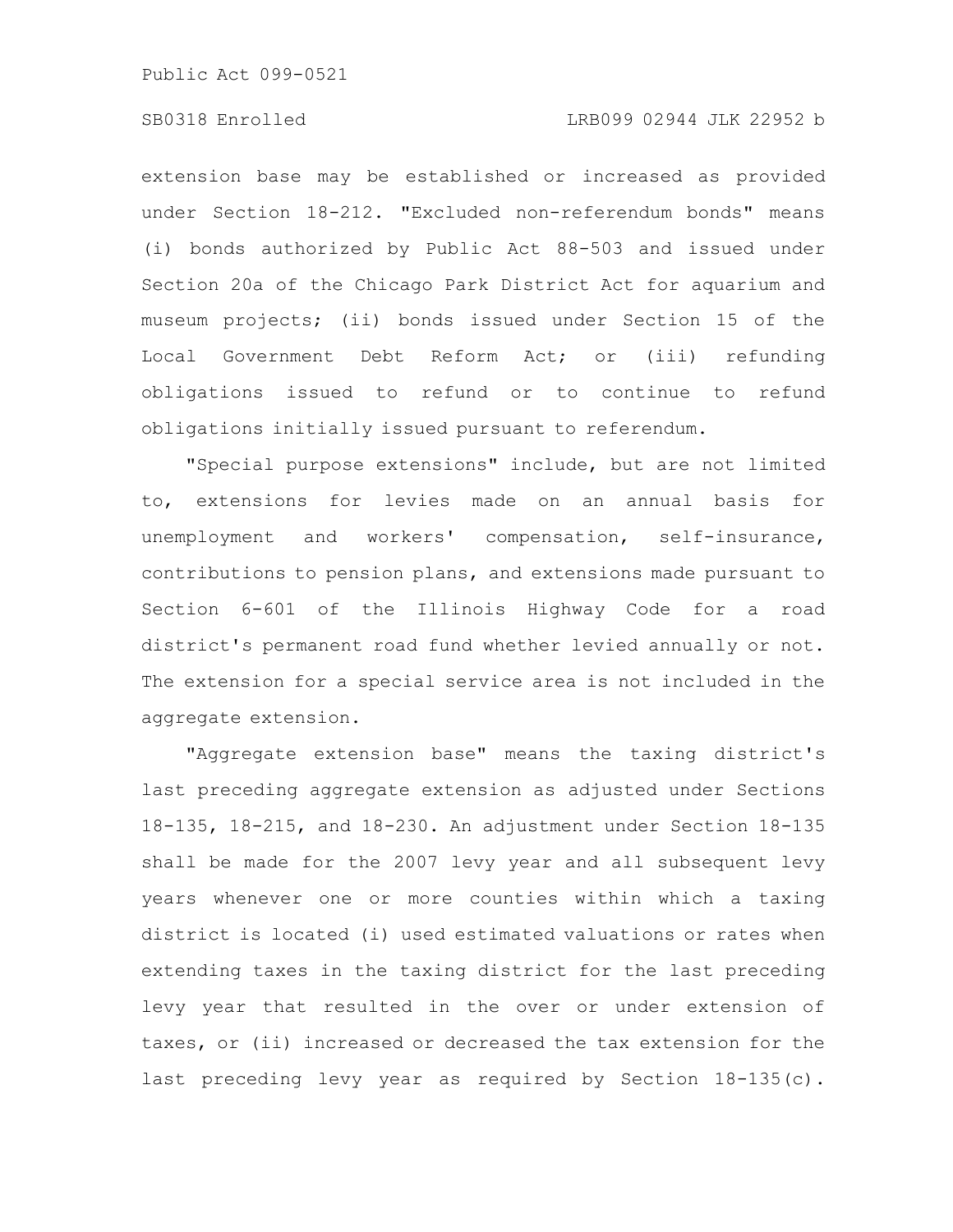extension base may be established or increased as provided under Section 18-212. "Excluded non-referendum bonds" means (i) bonds authorized by Public Act 88-503 and issued under Section 20a of the Chicago Park District Act for aquarium and museum projects; (ii) bonds issued under Section 15 of the Local Government Debt Reform Act; or (iii) refunding obligations issued to refund or to continue to refund obligations initially issued pursuant to referendum.

"Special purpose extensions" include, but are not limited to, extensions for levies made on an annual basis for unemployment and workers' compensation, self-insurance, contributions to pension plans, and extensions made pursuant to Section 6-601 of the Illinois Highway Code for a road district's permanent road fund whether levied annually or not. The extension for a special service area is not included in the aggregate extension.

"Aggregate extension base" means the taxing district's last preceding aggregate extension as adjusted under Sections 18-135, 18-215, and 18-230. An adjustment under Section 18-135 shall be made for the 2007 levy year and all subsequent levy years whenever one or more counties within which a taxing district is located (i) used estimated valuations or rates when extending taxes in the taxing district for the last preceding levy year that resulted in the over or under extension of taxes, or (ii) increased or decreased the tax extension for the last preceding levy year as required by Section 18-135(c).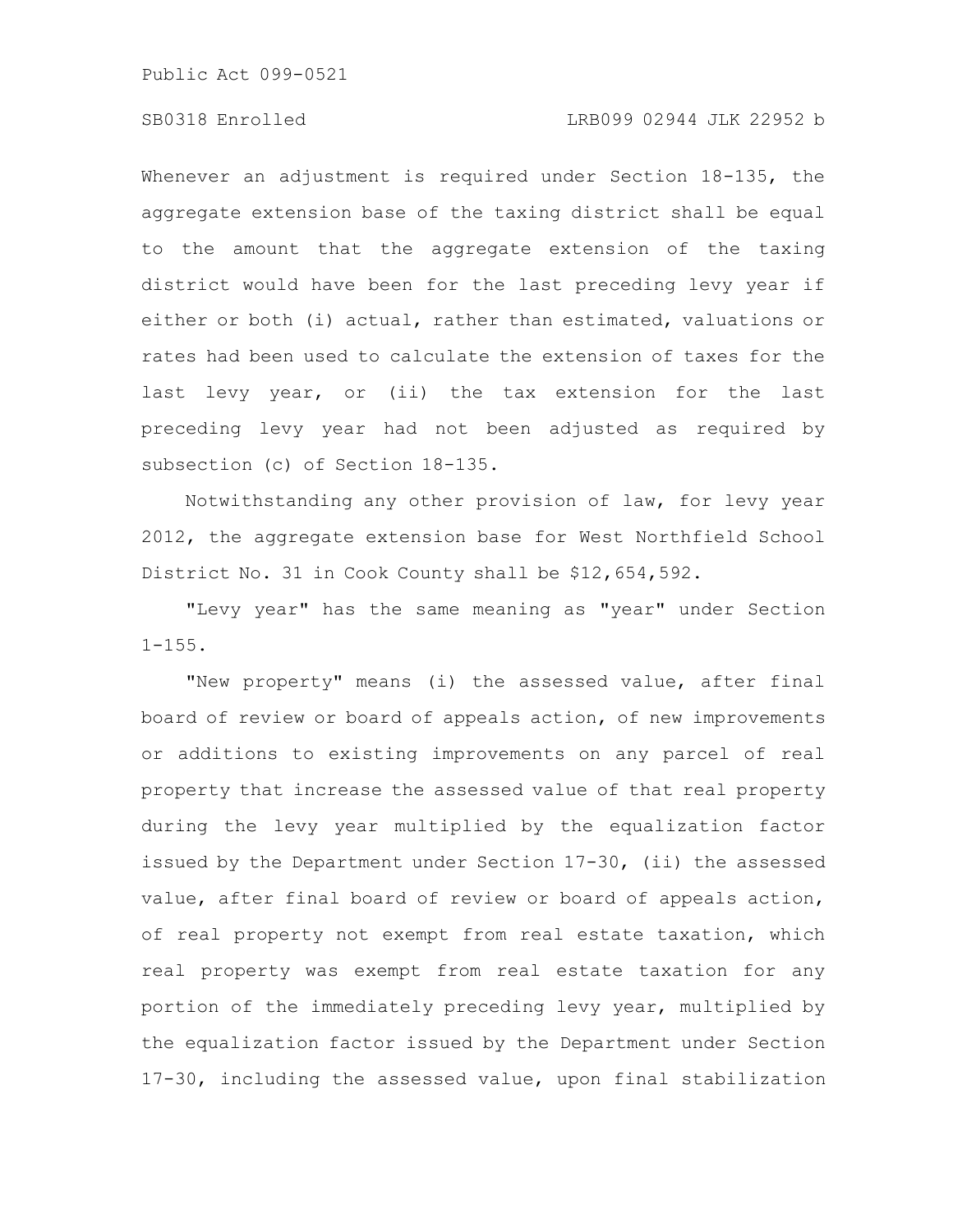Whenever an adjustment is required under Section 18-135, the aggregate extension base of the taxing district shall be equal to the amount that the aggregate extension of the taxing district would have been for the last preceding levy year if either or both (i) actual, rather than estimated, valuations or rates had been used to calculate the extension of taxes for the last levy year, or (ii) the tax extension for the last preceding levy year had not been adjusted as required by subsection (c) of Section 18-135.

Notwithstanding any other provision of law, for levy year 2012, the aggregate extension base for West Northfield School District No. 31 in Cook County shall be $12,654,592.

"Levy year" has the same meaning as "year" under Section 1-155.

"New property" means (i) the assessed value, after final board of review or board of appeals action, of new improvements or additions to existing improvements on any parcel of real property that increase the assessed value of that real property during the levy year multiplied by the equalization factor issued by the Department under Section 17-30, (ii) the assessed value, after final board of review or board of appeals action, of real property not exempt from real estate taxation, which real property was exempt from real estate taxation for any portion of the immediately preceding levy year, multiplied by the equalization factor issued by the Department under Section 17-30, including the assessed value, upon final stabilization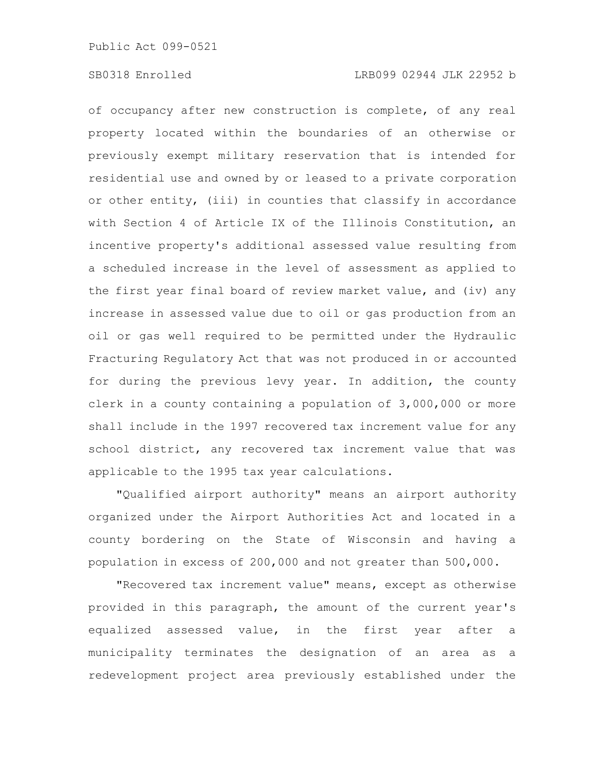of occupancy after new construction is complete, of any real property located within the boundaries of an otherwise or previously exempt military reservation that is intended for residential use and owned by or leased to a private corporation or other entity, (iii) in counties that classify in accordance with Section 4 of Article IX of the Illinois Constitution, an incentive property's additional assessed value resulting from a scheduled increase in the level of assessment as applied to the first year final board of review market value, and (iv) any increase in assessed value due to oil or gas production from an oil or gas well required to be permitted under the Hydraulic Fracturing Regulatory Act that was not produced in or accounted for during the previous levy year. In addition, the county clerk in a county containing a population of 3,000,000 or more shall include in the 1997 recovered tax increment value for any school district, any recovered tax increment value that was applicable to the 1995 tax year calculations.

"Qualified airport authority" means an airport authority organized under the Airport Authorities Act and located in a county bordering on the State of Wisconsin and having a population in excess of 200,000 and not greater than 500,000.

"Recovered tax increment value" means, except as otherwise provided in this paragraph, the amount of the current year's equalized assessed value, in the first year after a municipality terminates the designation of an area as a redevelopment project area previously established under the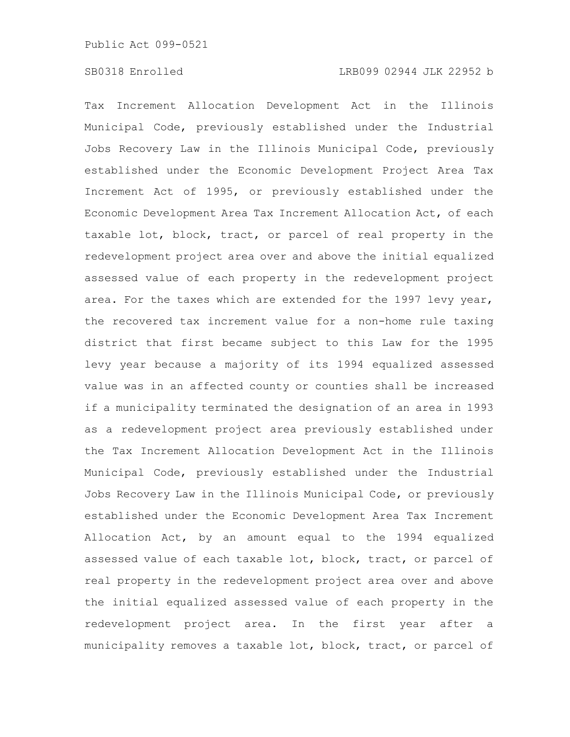Tax Increment Allocation Development Act in the Illinois Municipal Code, previously established under the Industrial Jobs Recovery Law in the Illinois Municipal Code, previously established under the Economic Development Project Area Tax Increment Act of 1995, or previously established under the Economic Development Area Tax Increment Allocation Act, of each taxable lot, block, tract, or parcel of real property in the redevelopment project area over and above the initial equalized assessed value of each property in the redevelopment project area. For the taxes which are extended for the 1997 levy year, the recovered tax increment value for a non-home rule taxing district that first became subject to this Law for the 1995 levy year because a majority of its 1994 equalized assessed value was in an affected county or counties shall be increased if a municipality terminated the designation of an area in 1993 as a redevelopment project area previously established under the Tax Increment Allocation Development Act in the Illinois Municipal Code, previously established under the Industrial Jobs Recovery Law in the Illinois Municipal Code, or previously established under the Economic Development Area Tax Increment Allocation Act, by an amount equal to the 1994 equalized assessed value of each taxable lot, block, tract, or parcel of real property in the redevelopment project area over and above the initial equalized assessed value of each property in the redevelopment project area. In the first year after a municipality removes a taxable lot, block, tract, or parcel of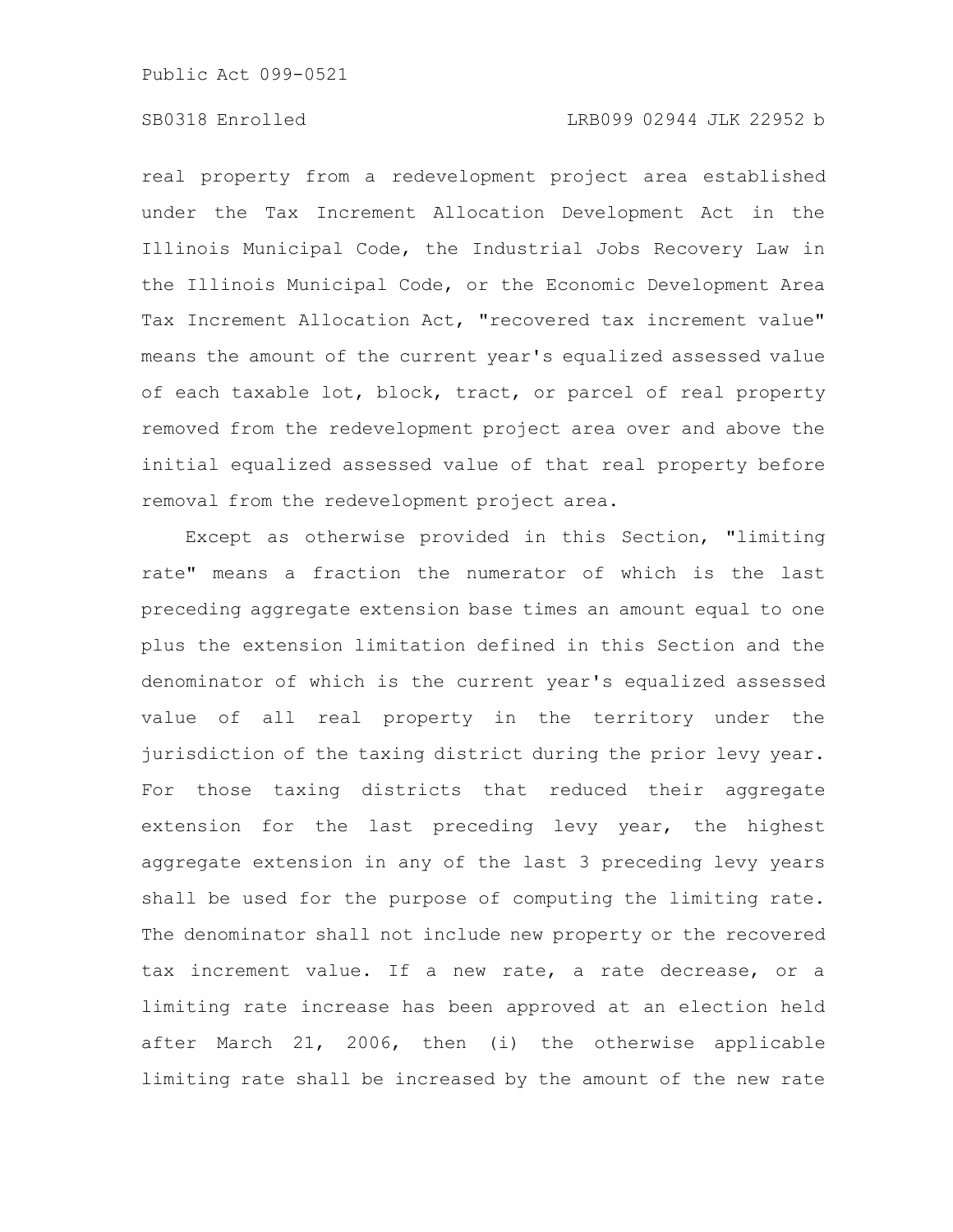real property from a redevelopment project area established under the Tax Increment Allocation Development Act in the Illinois Municipal Code, the Industrial Jobs Recovery Law in the Illinois Municipal Code, or the Economic Development Area Tax Increment Allocation Act, "recovered tax increment value" means the amount of the current year's equalized assessed value of each taxable lot, block, tract, or parcel of real property removed from the redevelopment project area over and above the initial equalized assessed value of that real property before removal from the redevelopment project area.

Except as otherwise provided in this Section, "limiting rate" means a fraction the numerator of which is the last preceding aggregate extension base times an amount equal to one plus the extension limitation defined in this Section and the denominator of which is the current year's equalized assessed value of all real property in the territory under the jurisdiction of the taxing district during the prior levy year. For those taxing districts that reduced their aggregate extension for the last preceding levy year, the highest aggregate extension in any of the last 3 preceding levy years shall be used for the purpose of computing the limiting rate. The denominator shall not include new property or the recovered tax increment value. If a new rate, a rate decrease, or a limiting rate increase has been approved at an election held after March 21, 2006, then (i) the otherwise applicable limiting rate shall be increased by the amount of the new rate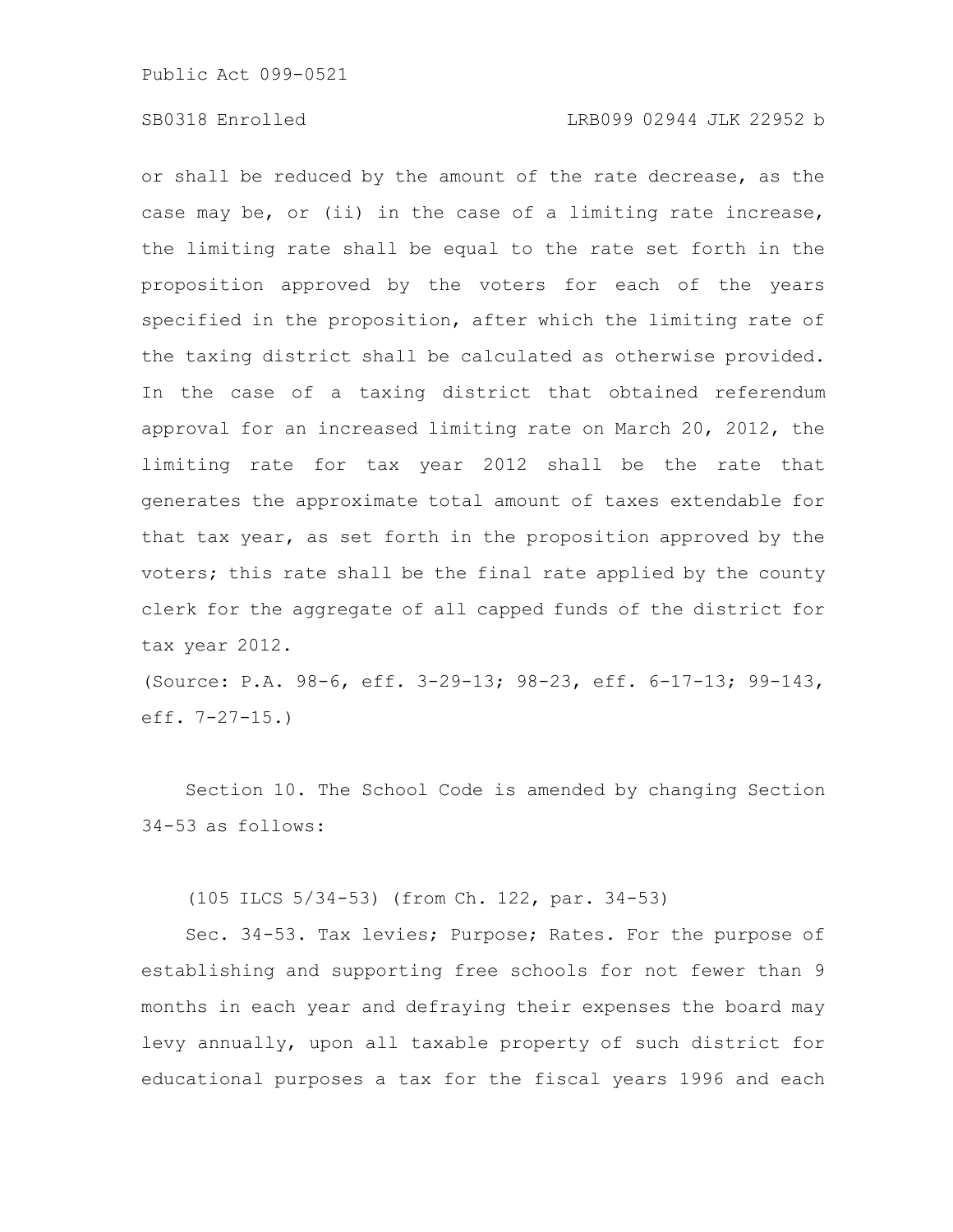or shall be reduced by the amount of the rate decrease, as the case may be, or (ii) in the case of a limiting rate increase, the limiting rate shall be equal to the rate set forth in the proposition approved by the voters for each of the years specified in the proposition, after which the limiting rate of the taxing district shall be calculated as otherwise provided. In the case of a taxing district that obtained referendum approval for an increased limiting rate on March 20, 2012, the limiting rate for tax year 2012 shall be the rate that generates the approximate total amount of taxes extendable for that tax year, as set forth in the proposition approved by the voters; this rate shall be the final rate applied by the county clerk for the aggregate of all capped funds of the district for tax year 2012.

(Source: P.A. 98-6, eff. 3-29-13; 98-23, eff. 6-17-13; 99-143, eff. 7-27-15.)

Section 10. The School Code is amended by changing Section 34-53 as follows:

(105 ILCS 5/34-53) (from Ch. 122, par. 34-53)

Sec. 34-53. Tax levies; Purpose; Rates. For the purpose of establishing and supporting free schools for not fewer than 9 months in each year and defraying their expenses the board may levy annually, upon all taxable property of such district for educational purposes a tax for the fiscal years 1996 and each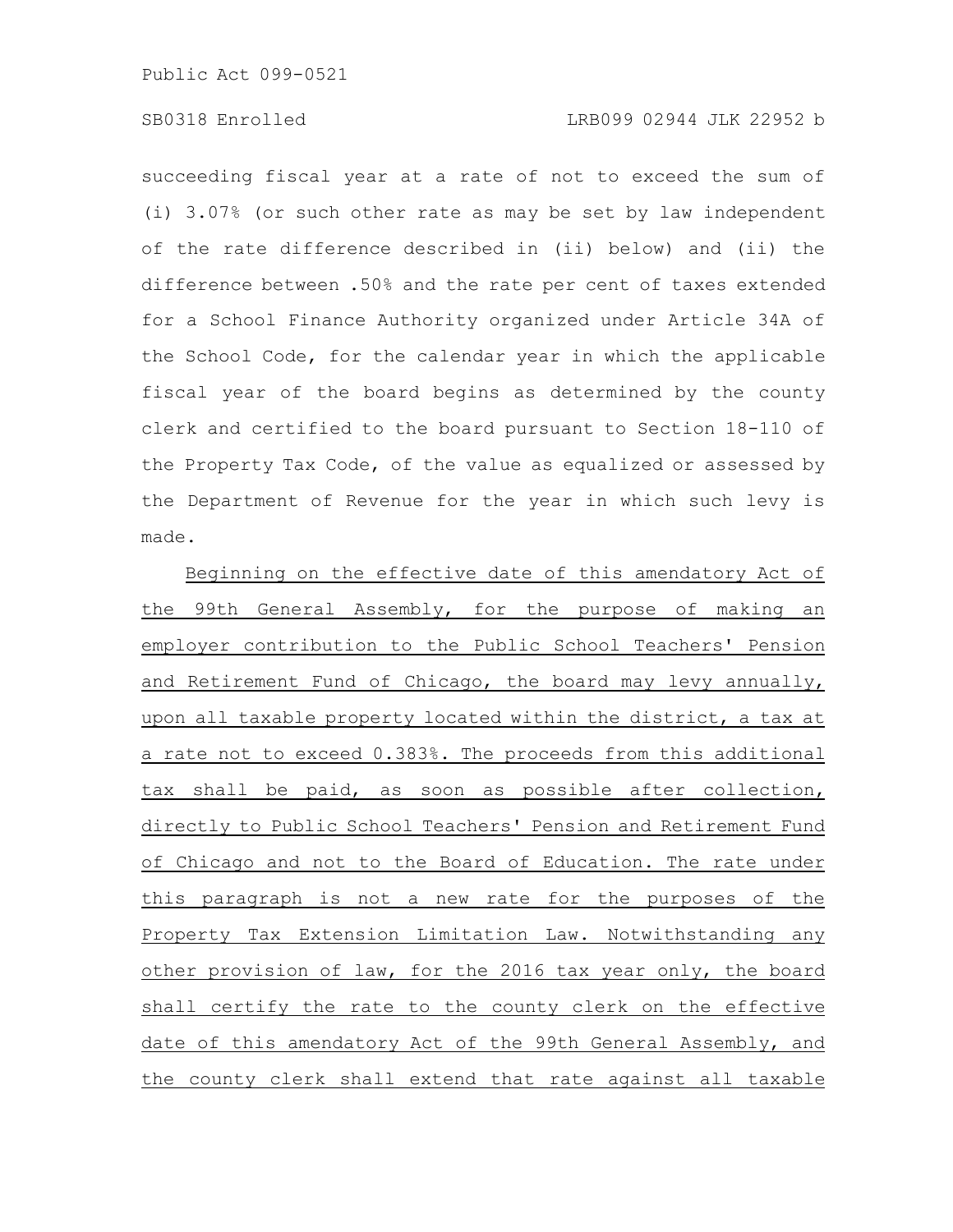succeeding fiscal year at a rate of not to exceed the sum of (i) 3.07% (or such other rate as may be set by law independent of the rate difference described in (ii) below) and (ii) the difference between .50% and the rate per cent of taxes extended for a School Finance Authority organized under Article 34A of the School Code, for the calendar year in which the applicable fiscal year of the board begins as determined by the county clerk and certified to the board pursuant to Section 18-110 of the Property Tax Code, of the value as equalized or assessed by the Department of Revenue for the year in which such levy is made.

Beginning on the effective date of this amendatory Act of the 99th General Assembly, for the purpose of making an employer contribution to the Public School Teachers' Pension and Retirement Fund of Chicago, the board may levy annually, upon all taxable property located within the district, a tax at a rate not to exceed 0.383%. The proceeds from this additional tax shall be paid, as soon as possible after collection, directly to Public School Teachers' Pension and Retirement Fund of Chicago and not to the Board of Education. The rate under this paragraph is not a new rate for the purposes of the Property Tax Extension Limitation Law. Notwithstanding any other provision of law, for the 2016 tax year only, the board shall certify the rate to the county clerk on the effective date of this amendatory Act of the 99th General Assembly, and the county clerk shall extend that rate against all taxable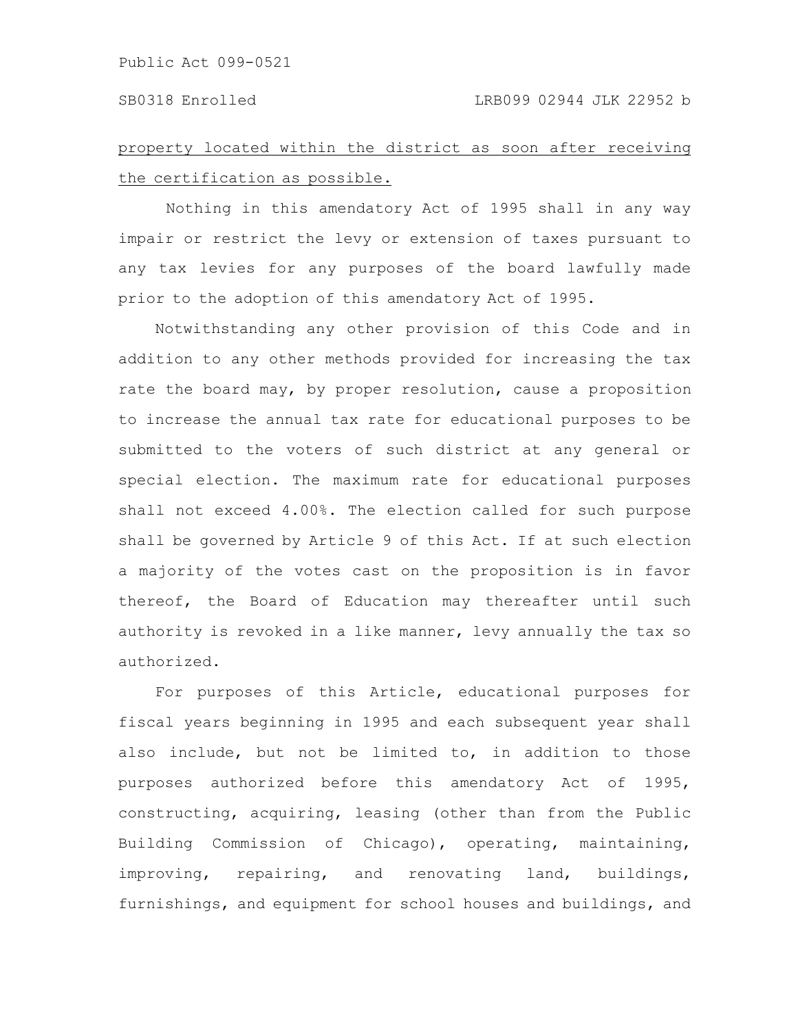<u>property located within the district as soon after receiving the certification as possible.</u>

Nothing in this amendatory Act of 1995 shall in any way impair or restrict the levy or extension of taxes pursuant to any tax levies for any purposes of the board lawfully made prior to the adoption of this amendatory Act of 1995.

Notwithstanding any other provision of this Code and in addition to any other methods provided for increasing the tax rate the board may, by proper resolution, cause a proposition to increase the annual tax rate for educational purposes to be submitted to the voters of such district at any general or special election. The maximum rate for educational purposes shall not exceed 4.00%. The election called for such purpose shall be governed by Article 9 of this Act. If at such election a majority of the votes cast on the proposition is in favor thereof, the Board of Education may thereafter until such authority is revoked in a like manner, levy annually the tax so authorized.

For purposes of this Article, educational purposes for fiscal years beginning in 1995 and each subsequent year shall also include, but not be limited to, in addition to those purposes authorized before this amendatory Act of 1995, constructing, acquiring, leasing (other than from the Public Building Commission of Chicago), operating, maintaining, improving, repairing, and renovating land, buildings, furnishings, and equipment for school houses and buildings, and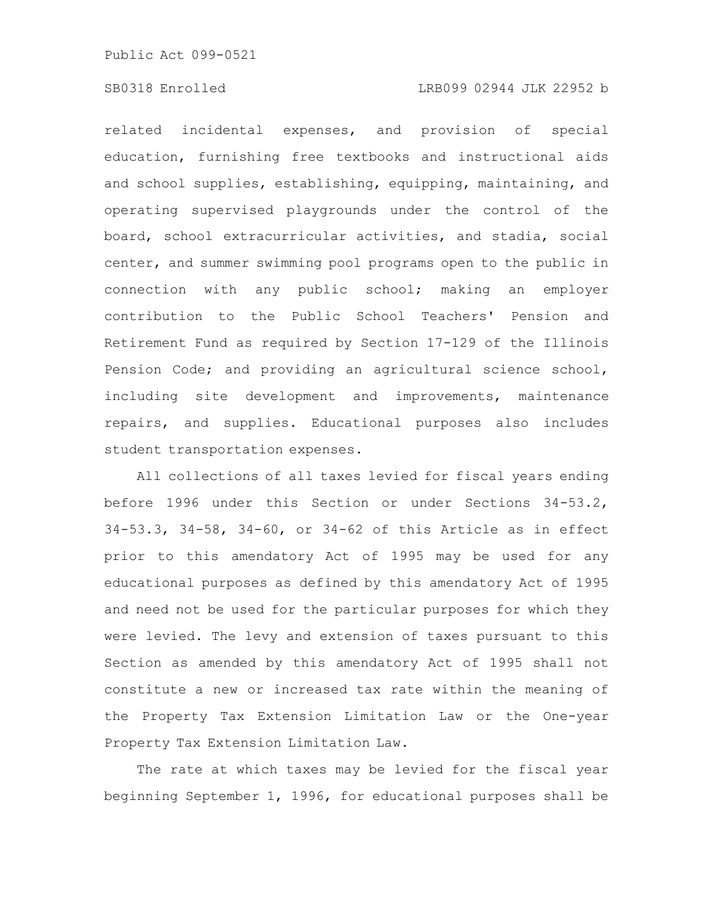related incidental expenses, and provision of special education, furnishing free textbooks and instructional aids and school supplies, establishing, equipping, maintaining, and operating supervised playgrounds under the control of the board, school extracurricular activities, and stadia, social center, and summer swimming pool programs open to the public in connection with any public school; making an employer contribution to the Public School Teachers' Pension and Retirement Fund as required by Section 17-129 of the Illinois Pension Code; and providing an agricultural science school, including site development and improvements, maintenance repairs, and supplies. Educational purposes also includes student transportation expenses.

All collections of all taxes levied for fiscal years ending before 1996 under this Section or under Sections 34-53.2, 34-53.3, 34-58, 34-60, or 34-62 of this Article as in effect prior to this amendatory Act of 1995 may be used for any educational purposes as defined by this amendatory Act of 1995 and need not be used for the particular purposes for which they were levied. The levy and extension of taxes pursuant to this Section as amended by this amendatory Act of 1995 shall not constitute a new or increased tax rate within the meaning of the Property Tax Extension Limitation Law or the One-year Property Tax Extension Limitation Law.

The rate at which taxes may be levied for the fiscal year beginning September 1, 1996, for educational purposes shall be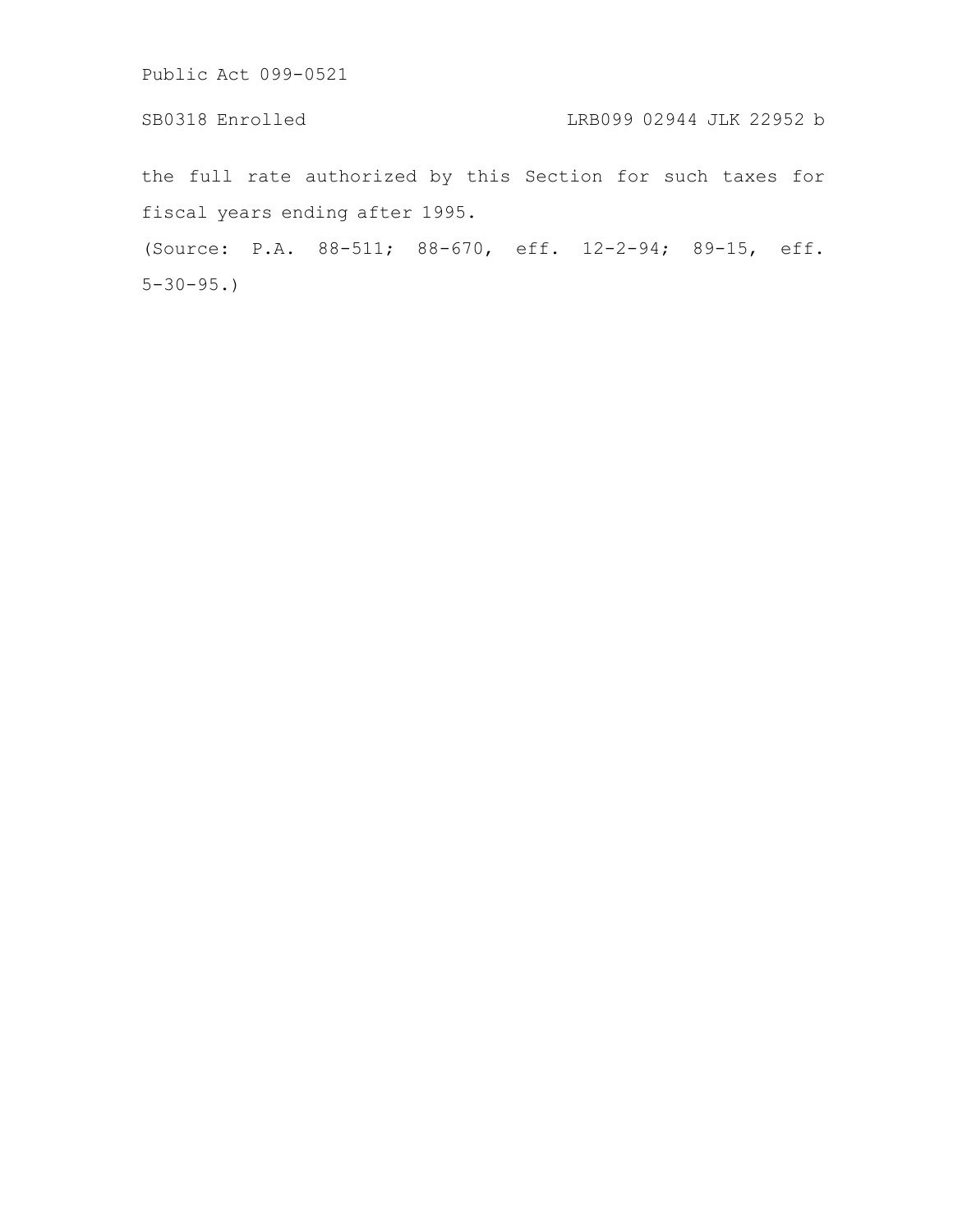the full rate authorized by this Section for such taxes for fiscal years ending after 1995.

(Source: P.A. 88-511; 88-670, eff. 12-2-94; 89-15, eff. 5-30-95.)